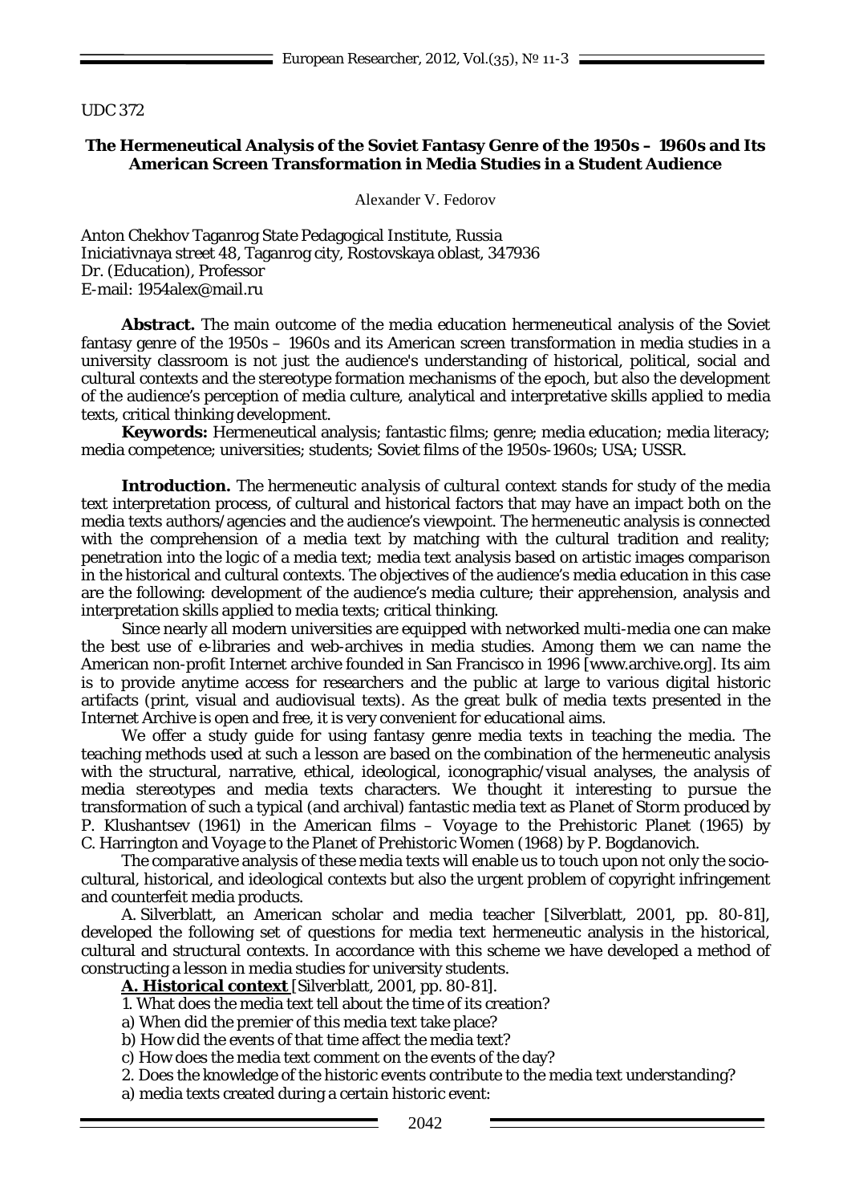UDC 372

**The Hermeneutical Analysis of the Soviet Fantasy Genre of the 1950s – 1960s and Its American Screen Transformation in Media Studies in a Student Audience**

Alexander V. Fedorov

Anton Chekhov Taganrog State Pedagogical Institute, Russia
Iniciativnaya street 48, Taganrog city, Rostovskaya oblast, 347936
Dr. (Education), Professor
E-mail: 1954alex@mail.ru

**Abstract.** The main outcome of the media education hermeneutical analysis of the Soviet fantasy genre of the 1950s – 1960s and its American screen transformation in media studies in a university classroom is not just the audience's understanding of historical, political, social and cultural contexts and the stereotype formation mechanisms of the epoch, but also the development of the audience's perception of media culture, analytical and interpretative skills applied to media texts, critical thinking development.

**Keywords:** Hermeneutical analysis; fantastic films; genre; media education; media literacy; media competence; universities; students; Soviet films of the 1950s-1960s; USA; USSR.

**Introduction.** *The hermeneutic analysis of cultural context* stands for study of the media text interpretation process, of cultural and historical factors that may have an impact both on the media texts authors/agencies and the audience's viewpoint. The hermeneutic analysis is connected with the comprehension of a media text by matching with the cultural tradition and reality; penetration into the logic of a media text; media text analysis based on artistic images comparison in the historical and cultural contexts. The objectives of the audience's media education in this case are the following: development of the audience's media culture; their apprehension, analysis and interpretation skills applied to media texts; critical thinking.

Since nearly all modern universities are equipped with networked multi-media one can make the best use of e-libraries and web-archives in media studies. Among them we can name the American non-profit Internet archive founded in San Francisco in 1996 [www.archive.org]. Its aim is to provide anytime access for researchers and the public at large to various digital historic artifacts (print, visual and audiovisual texts). As the great bulk of media texts presented in the Internet Archive is open and free, it is very convenient for educational aims.

We offer a study guide for using fantasy genre media texts in teaching the media. The teaching methods used at such a lesson are based on the combination of the hermeneutic analysis with the structural, narrative, ethical, ideological, iconographic/visual analyses, the analysis of media stereotypes and media texts characters. We thought it interesting to pursue the transformation of such a typical (and archival) fantastic media text as *Planet of Storm* produced by P. Klushantsev (1961) in the American films – *Voyage to the Prehistoric Planet* (1965) by C. Harrington and *Voyage to the Planet of Prehistoric Women* (1968) by P. Bogdanovich.

The comparative analysis of these media texts will enable us to touch upon not only the socio-cultural, historical, and ideological contexts but also the urgent problem of copyright infringement and counterfeit media products.

A. Silverblatt, an American scholar and media teacher [Silverblatt, 2001, pp. 80-81], developed the following set of questions for media text hermeneutic analysis in the historical, cultural and structural contexts. In accordance with this scheme we have developed a method of constructing a lesson in media studies for university students.

**A. Historical context** [Silverblatt, 2001, pp. 80-81].

1. What does the media text tell about the time of its creation?

a) When did the premier of this media text take place?

b) How did the events of that time affect the media text?

c) How does the media text comment on the events of the day?

2. Does the knowledge of the historic events contribute to the media text understanding?

a) media texts created during a certain historic event: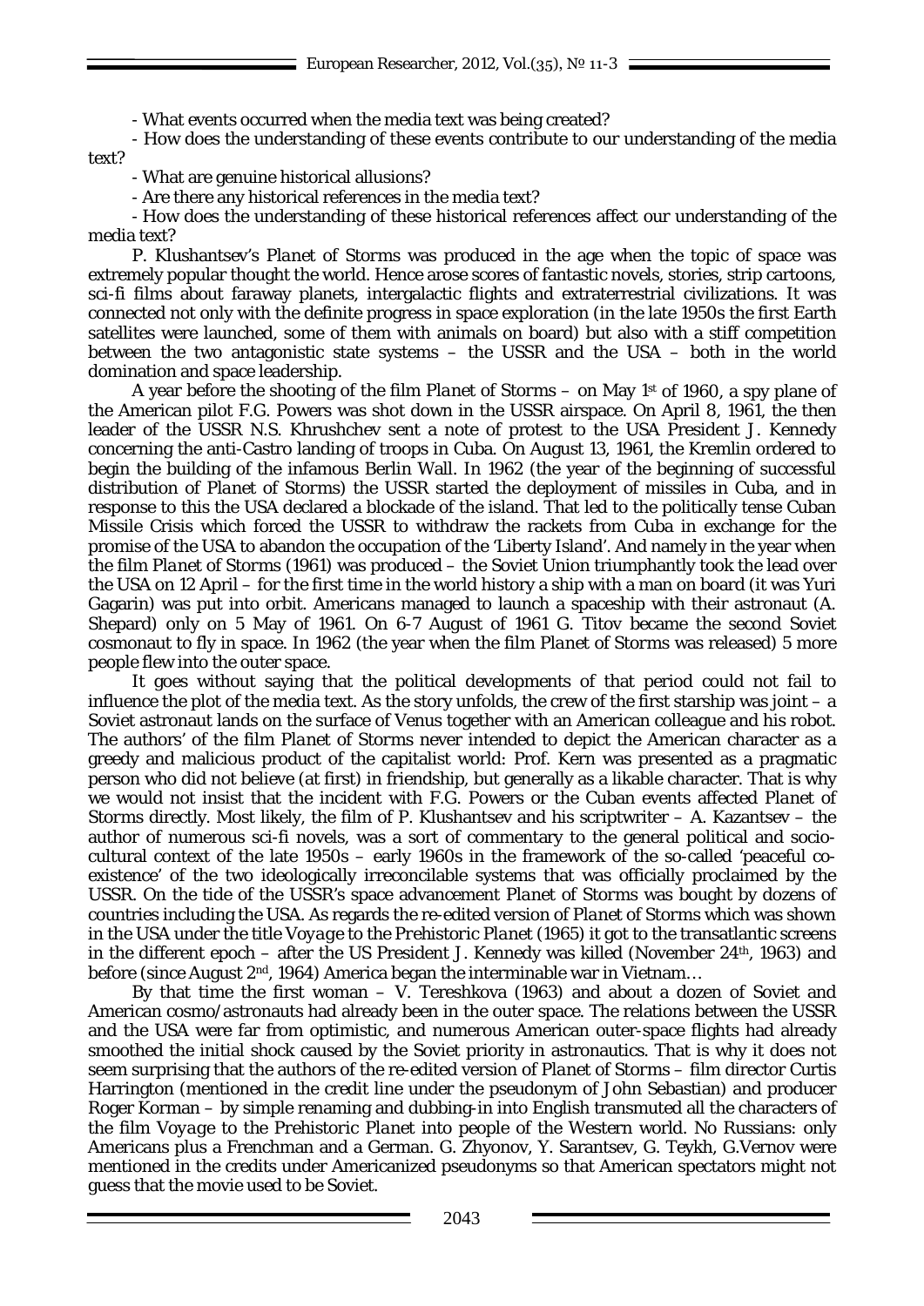- What events occurred when the media text was being created?

- How does the understanding of these events contribute to our understanding of the media text?

- What are genuine historical allusions?

- Are there any historical references in the media text?

- How does the understanding of these historical references affect our understanding of the media text?

P. Klushantsev's *Planet of Storms* was produced in the age when the topic of space was extremely popular thought the world. Hence arose scores of fantastic novels, stories, strip cartoons, sci-fi films about faraway planets, intergalactic flights and extraterrestrial civilizations. It was connected not only with the definite progress in space exploration (in the late 1950s the first Earth satellites were launched, some of them with animals on board) but also with a stiff competition between the two antagonistic state systems – the USSR and the USA – both in the world domination and space leadership.

A year before the shooting of the film *Planet of Storms* – on May 1st of 1960, a spy plane of the American pilot F.G. Powers was shot down in the USSR airspace. On April 8, 1961, the then leader of the USSR N.S. Khrushchev sent a note of protest to the USA President J. Kennedy concerning the anti-Castro landing of troops in Cuba. On August 13, 1961, the Kremlin ordered to begin the building of the infamous Berlin Wall. In 1962 (the year of the beginning of successful distribution of *Planet of Storms*) the USSR started the deployment of missiles in Cuba, and in response to this the USA declared a blockade of the island. That led to the politically tense Cuban Missile Crisis which forced the USSR to withdraw the rackets from Cuba in exchange for the promise of the USA to abandon the occupation of the 'Liberty Island'. And namely in the year when the film *Planet of Storms* (1961) was produced – the Soviet Union triumphantly took the lead over the USA on 12 April – for the first time in the world history a ship with a man on board (it was Yuri Gagarin) was put into orbit. Americans managed to launch a spaceship with their astronaut (A. Shepard) only on 5 May of 1961. On 6-7 August of 1961 G. Titov became the second Soviet cosmonaut to fly in space. In 1962 (the year when the film *Planet of Storms* was released) 5 more people flew into the outer space.

It goes without saying that the political developments of that period could not fail to influence the plot of the media text. As the story unfolds, the crew of the first starship was joint – a Soviet astronaut lands on the surface of Venus together with an American colleague and his robot. The authors' of the film *Planet of Storms* never intended to depict the American character as a greedy and malicious product of the capitalist world: Prof. Kern was presented as a pragmatic person who did not believe (at first) in friendship, but generally as a likable character. That is why we would not insist that the incident with F.G. Powers or the Cuban events affected *Planet of Storms* directly. Most likely, the film of P. Klushantsev and his scriptwriter – A. Kazantsev – the author of numerous sci-fi novels, was a sort of commentary to the general political and socio-cultural context of the late 1950s – early 1960s in the framework of the so-called 'peaceful co-existence' of the two ideologically irreconcilable systems that was officially proclaimed by the USSR. On the tide of the USSR's space advancement *Planet of Storms* was bought by dozens of countries including the USA. As regards the re-edited version of *Planet of Storms* which was shown in the USA under the title *Voyage to the Prehistoric Planet* (1965) it got to the transatlantic screens in the different epoch – after the US President J. Kennedy was killed (November 24th, 1963) and before (since August 2nd, 1964) America began the interminable war in Vietnam…

By that time the first woman – V. Tereshkova (1963) and about a dozen of Soviet and American cosmo/astronauts had already been in the outer space. The relations between the USSR and the USA were far from optimistic, and numerous American outer-space flights had already smoothed the initial shock caused by the Soviet priority in astronautics. That is why it does not seem surprising that the authors of the re-edited version of *Planet of Storms* – film director Curtis Harrington (mentioned in the credit line under the pseudonym of John Sebastian) and producer Roger Korman – by simple renaming and dubbing-in into English transmuted all the characters of the film *Voyage to the Prehistoric Planet* into people of the Western world. No Russians: only Americans plus a Frenchman and a German. G. Zhyonov, Y. Sarantsev, G. Teykh, G.Vernov were mentioned in the credits under Americanized pseudonyms so that American spectators might not guess that the movie used to be Soviet.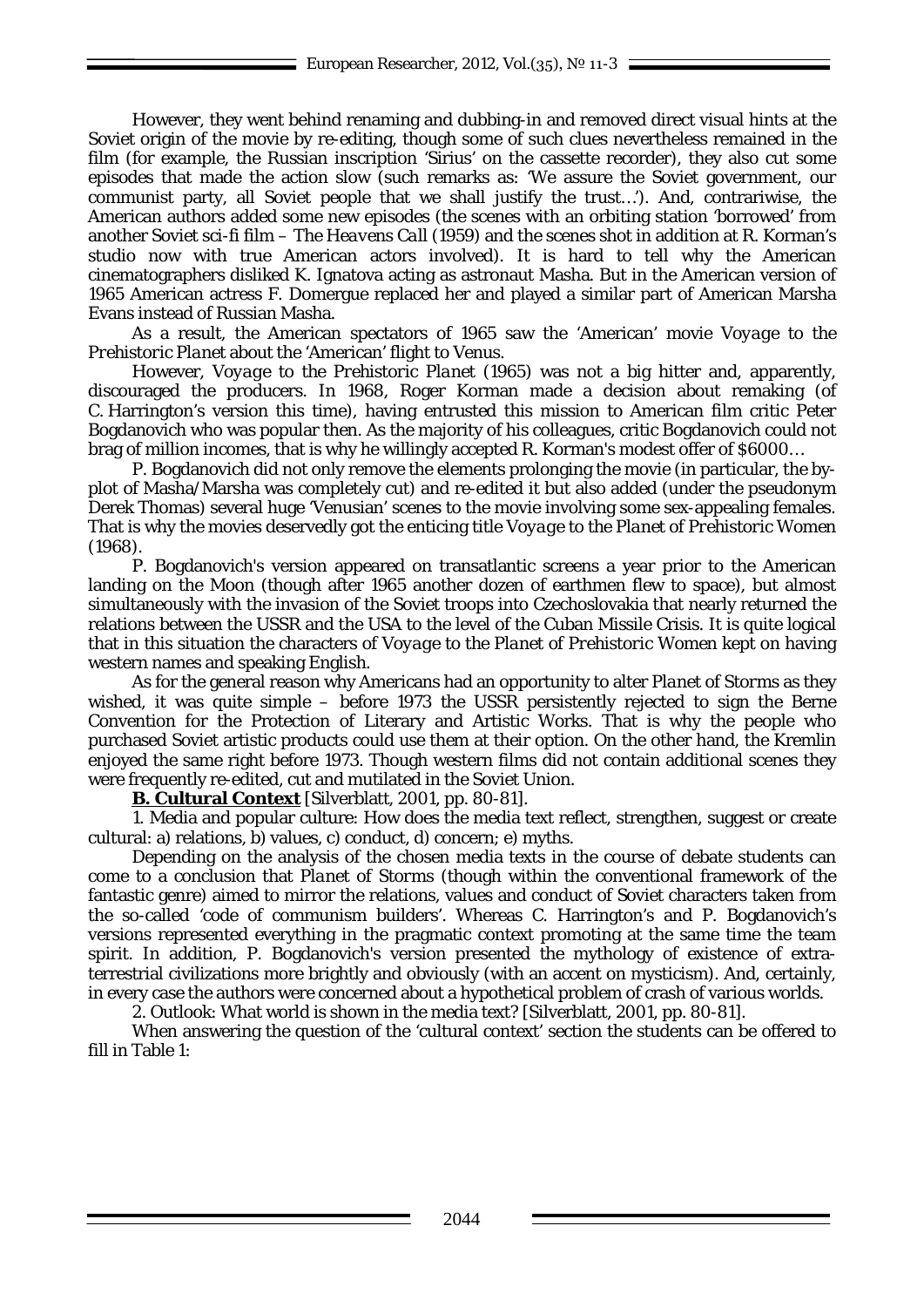However, they went behind renaming and dubbing-in and removed direct visual hints at the Soviet origin of the movie by re-editing, though some of such clues nevertheless remained in the film (for example, the Russian inscription 'Sirius' on the cassette recorder), they also cut some episodes that made the action slow (such remarks as: 'We assure the Soviet government, our communist party, all Soviet people that we shall justify the trust...'). And, contrariwise, the American authors added some new episodes (the scenes with an orbiting station 'borrowed' from another Soviet sci-fi film – *The Heavens Call* (1959) and the scenes shot in addition at R. Korman's studio now with true American actors involved). It is hard to tell why the American cinematographers disliked K. Ignatova acting as astronaut Masha. But in the American version of 1965 American actress F. Domergue replaced her and played a similar part of American Marsha Evans instead of Russian Masha.

As a result, the American spectators of 1965 saw the 'American' movie *Voyage to the Prehistoric Planet* about the 'American' flight to Venus.

However, *Voyage to the Prehistoric Planet* (1965) was not a big hitter and, apparently, discouraged the producers. In 1968, Roger Korman made a decision about remaking (of C. Harrington's version this time), having entrusted this mission to American film critic Peter Bogdanovich who was popular then. As the majority of his colleagues, critic Bogdanovich could not brag of million incomes, that is why he willingly accepted R. Korman's modest offer of $6000...

P. Bogdanovich did not only remove the elements prolonging the movie (in particular, the by-plot of Masha/Marsha was completely cut) and re-edited it but also added (under the pseudonym Derek Thomas) several huge 'Venusian' scenes to the movie involving some sex-appealing females. That is why the movies deservedly got the enticing title *Voyage to the Planet of Prehistoric Women* (1968).

P. Bogdanovich's version appeared on transatlantic screens a year prior to the American landing on the Moon (though after 1965 another dozen of earthmen flew to space), but almost simultaneously with the invasion of the Soviet troops into Czechoslovakia that nearly returned the relations between the USSR and the USA to the level of the Cuban Missile Crisis. It is quite logical that in this situation the characters of *Voyage to the Planet of Prehistoric Women* kept on having western names and speaking English.

As for the general reason why Americans had an opportunity to alter *Planet of Storms* as they wished, it was quite simple – before 1973 the USSR persistently rejected to sign the Berne Convention for the Protection of Literary and Artistic Works. That is why the people who purchased Soviet artistic products could use them at their option. On the other hand, the Kremlin enjoyed the same right before 1973. Though western films did not contain additional scenes they were frequently re-edited, cut and mutilated in the Soviet Union.

**B. Cultural Context** [Silverblatt, 2001, pp. 80-81].

1. Media and popular culture: How does the media text reflect, strengthen, suggest or create cultural: a) relations, b) values, c) conduct, d) concern; e) myths.

Depending on the analysis of the chosen media texts in the course of debate students can come to a conclusion that *Planet of Storms* (though within the conventional framework of the fantastic genre) aimed to mirror the relations, values and conduct of Soviet characters taken from the so-called 'code of communism builders'. Whereas C. Harrington's and P. Bogdanovich's versions represented everything in the pragmatic context promoting at the same time the team spirit. In addition, P. Bogdanovich's version presented the mythology of existence of extra-terrestrial civilizations more brightly and obviously (with an accent on mysticism). And, certainly, in every case the authors were concerned about a hypothetical problem of crash of various worlds.

2. Outlook: What world is shown in the media text? [Silverblatt, 2001, pp. 80-81].

When answering the question of the 'cultural context' section the students can be offered to fill in Table 1: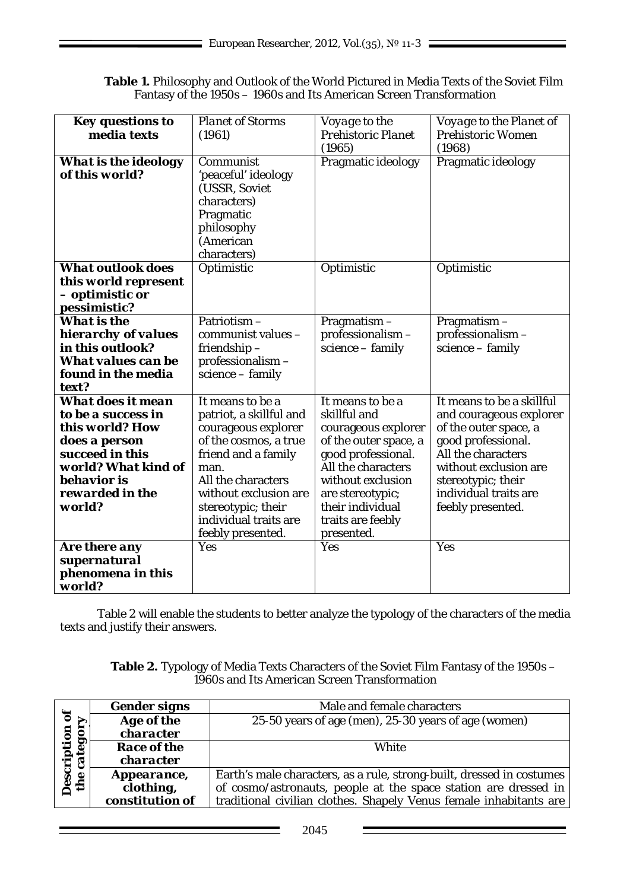**Table 1.** Philosophy and Outlook of the World Pictured in Media Texts of the Soviet Film Fantasy of the 1950s – 1960s and Its American Screen Transformation

| ***Key questions to media texts*** | *Planet of Storms* (1961) | *Voyage to the Prehistoric Planet* (1965) | *Voyage to the Planet of Prehistoric Women* (1968) |
|---|---|---|---|
| ***What is the ideology of this world?*** | Communist 'peaceful' ideology (USSR, Soviet characters) Pragmatic philosophy (American characters) | Pragmatic ideology | Pragmatic ideology |
| ***What outlook does this world represent – optimistic or pessimistic?*** | Optimistic | Optimistic | Optimistic |
| ***What is the hierarchy of values in this outlook? What values can be found in the media text?*** | Patriotism – communist values – friendship – professionalism – science – family | Pragmatism – professionalism – science – family | Pragmatism – professionalism – science – family |
| ***What does it mean to be a success in this world? How does a person succeed in this world? What kind of behavior is rewarded in the world?*** | It means to be a patriot, a skillful and courageous explorer of the cosmos, a true friend and a family man. All the characters without exclusion are stereotypic; their individual traits are feebly presented. | It means to be a skillful and courageous explorer of the outer space, a good professional. All the characters without exclusion are stereotypic; their individual traits are feebly presented. | It means to be a skillful and courageous explorer of the outer space, a good professional. All the characters without exclusion are stereotypic; their individual traits are feebly presented. |
| ***Are there any supernatural phenomena in this world?*** | Yes | Yes | Yes |

Table 2 will enable the students to better analyze the typology of the characters of the media texts and justify their answers.

**Table 2.** Typology of Media Texts Characters of the Soviet Film Fantasy of the 1950s – 1960s and Its American Screen Transformation

| | | |
|---|---|---|
| **Description of the category** | ***Gender signs*** | Male and female characters |
| | ***Age of the character*** | 25-50 years of age (men), 25-30 years of age (women) |
| | ***Race of the character*** | White |
| | ***Appearance, clothing, constitution of*** | Earth's male characters, as a rule, strong-built, dressed in costumes of cosmo/astronauts, people at the space station are dressed in traditional civilian clothes. Shapely Venus female inhabitants are |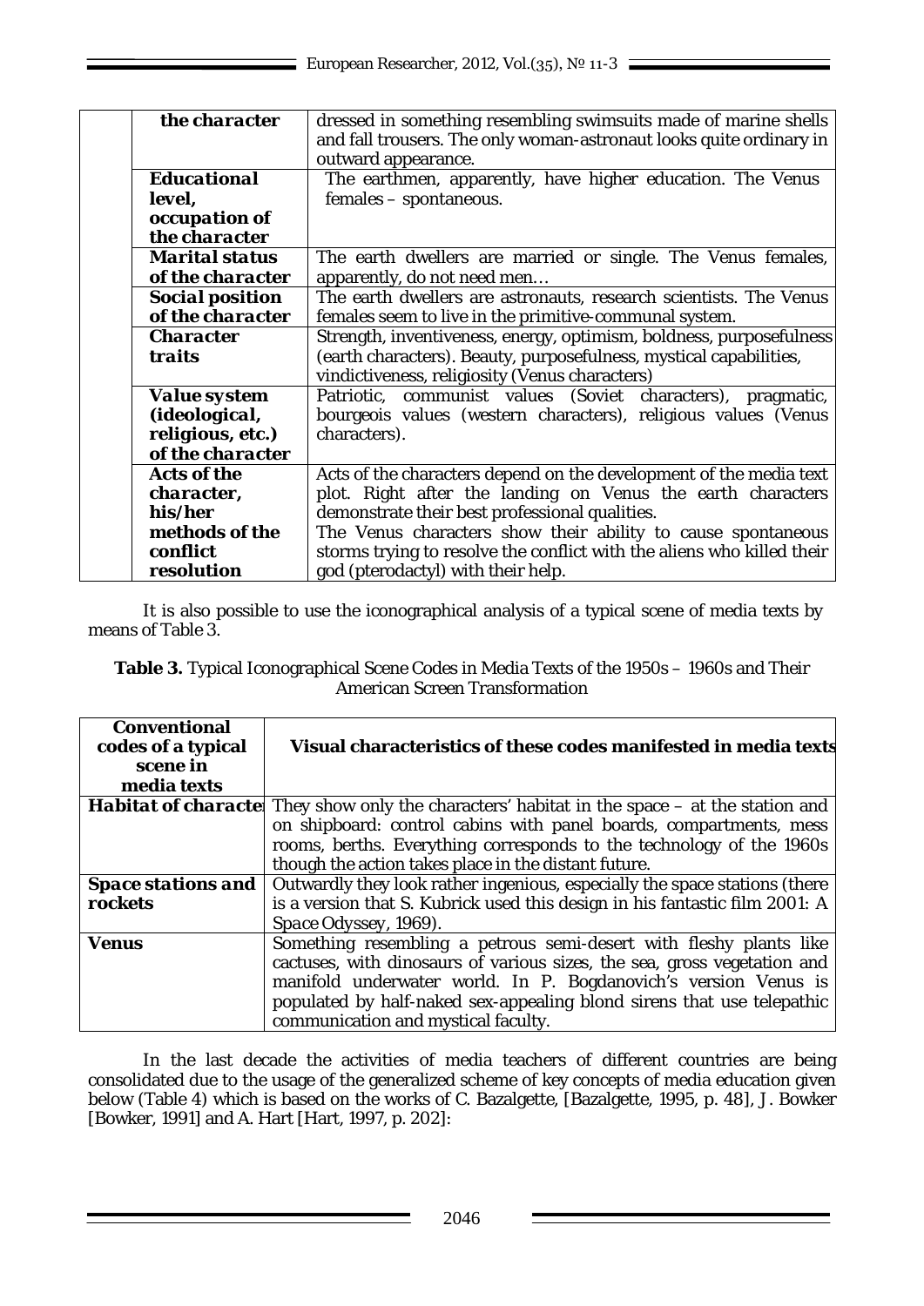| | |
|---|---|
| ***the character*** | dressed in something resembling swimsuits made of marine shells and fall trousers. The only woman-astronaut looks quite ordinary in outward appearance. |
| ***Educational level, occupation of the character*** | The earthmen, apparently, have higher education. The Venus females – spontaneous. |
| ***Marital status of the character*** | The earth dwellers are married or single. The Venus females, apparently, do not need men… |
| ***Social position of the character*** | The earth dwellers are astronauts, research scientists. The Venus females seem to live in the primitive-communal system. |
| ***Character traits*** | Strength, inventiveness, energy, optimism, boldness, purposefulness (earth characters). Beauty, purposefulness, mystical capabilities, vindictiveness, religiosity (Venus characters) |
| ***Value system (ideological, religious, etc.) of the character*** | Patriotic, communist values (Soviet characters), pragmatic, bourgeois values (western characters), religious values (Venus characters). |
| ***Acts of the character, his/her methods of the conflict resolution*** | Acts of the characters depend on the development of the media text plot. Right after the landing on Venus the earth characters demonstrate their best professional qualities. The Venus characters show their ability to cause spontaneous storms trying to resolve the conflict with the aliens who killed their god (pterodactyl) with their help. |

It is also possible to use the iconographical analysis of a typical scene of media texts by means of Table 3.

**Table 3.** Typical Iconographical Scene Codes in Media Texts of the 1950s – 1960s and Their American Screen Transformation

| Conventional codes of a typical scene in media texts | Visual characteristics of these codes manifested in media texts |
|---|---|
| ***Habitat of characte*** | They show only the characters' habitat in the space – at the station and on shipboard: control cabins with panel boards, compartments, mess rooms, berths. Everything corresponds to the technology of the 1960s though the action takes place in the distant future. |
| ***Space stations and rockets*** | Outwardly they look rather ingenious, especially the space stations (there is a version that S. Kubrick used this design in his fantastic film *2001: A Space Odyssey*, 1969). |
| ***Venus*** | Something resembling a petrous semi-desert with fleshy plants like cactuses, with dinosaurs of various sizes, the sea, gross vegetation and manifold underwater world. In P. Bogdanovich's version Venus is populated by half-naked sex-appealing blond sirens that use telepathic communication and mystical faculty. |

In the last decade the activities of media teachers of different countries are being consolidated due to the usage of the generalized scheme of key concepts of media education given below (Table 4) which is based on the works of C. Bazalgette, [Bazalgette, 1995, p. 48], J. Bowker [Bowker, 1991] and A. Hart [Hart, 1997, p. 202]: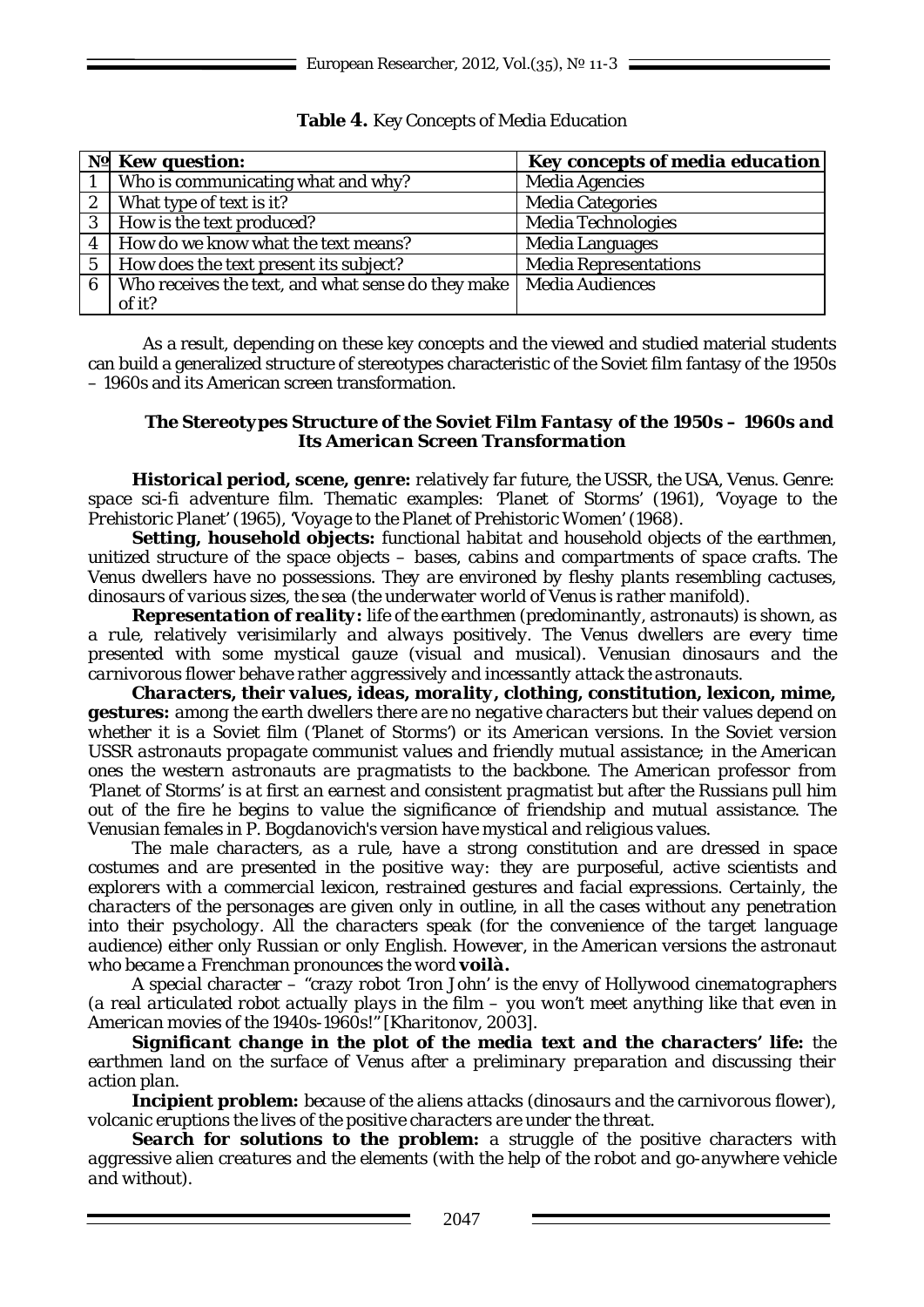**Table 4.** Key Concepts of Media Education

| № | Kew question: | Key concepts of media education |
|---|---|---|
| 1 | Who is communicating what and why? | Media Agencies |
| 2 | What type of text is it? | Media Categories |
| 3 | How is the text produced? | Media Technologies |
| 4 | How do we know what the text means? | Media Languages |
| 5 | How does the text present its subject? | Media Representations |
| 6 | Who receives the text, and what sense do they make of it? | Media Audiences |

As a result, depending on these key concepts and the viewed and studied material students can build a generalized structure of stereotypes characteristic of the Soviet film fantasy of the 1950s – 1960s and its American screen transformation.

### *The Stereotypes Structure of the Soviet Film Fantasy of the 1950s – 1960s and Its American Screen Transformation*

***Historical period, scene, genre:*** *relatively far future, the USSR, the USA, Venus. Genre: space sci-fi adventure film. Thematic examples: 'Planet of Storms' (1961), 'Voyage to the Prehistoric Planet' (1965), 'Voyage to the Planet of Prehistoric Women' (1968).*

***Setting, household objects:*** *functional habitat and household objects of the earthmen, unitized structure of the space objects – bases, cabins and compartments of space crafts. The Venus dwellers have no possessions. They are environed by fleshy plants resembling cactuses, dinosaurs of various sizes, the sea (the underwater world of Venus is rather manifold).*

***Representation of reality:*** *life of the earthmen (predominantly, astronauts) is shown, as a rule, relatively verisimilarly and always positively. The Venus dwellers are every time presented with some mystical gauze (visual and musical). Venusian dinosaurs and the carnivorous flower behave rather aggressively and incessantly attack the astronauts.*

***Characters, their values, ideas, morality, clothing, constitution, lexicon, mime, gestures:*** *among the earth dwellers there are no negative characters but their values depend on whether it is a Soviet film ('Planet of Storms') or its American versions. In the Soviet version USSR astronauts propagate communist values and friendly mutual assistance; in the American ones the western astronauts are pragmatists to the backbone. The American professor from 'Planet of Storms' is at first an earnest and consistent pragmatist but after the Russians pull him out of the fire he begins to value the significance of friendship and mutual assistance. The Venusian females in P. Bogdanovich's version have mystical and religious values.*

*The male characters, as a rule, have a strong constitution and are dressed in space costumes and are presented in the positive way: they are purposeful, active scientists and explorers with a commercial lexicon, restrained gestures and facial expressions. Certainly, the characters of the personages are given only in outline, in all the cases without any penetration into their psychology. All the characters speak (for the convenience of the target language audience) either only Russian or only English. However, in the American versions the astronaut who became a Frenchman pronounces the word* ***voilà.***

*A special character – "crazy robot 'Iron John' is the envy of Hollywood cinematographers (a real articulated robot actually plays in the film – you won't meet anything like that even in American movies of the 1940s-1960s!" [Kharitonov, 2003].*

***Significant change in the plot of the media text and the characters' life:*** *the earthmen land on the surface of Venus after a preliminary preparation and discussing their action plan.*

***Incipient problem:*** *because of the aliens attacks (dinosaurs and the carnivorous flower), volcanic eruptions the lives of the positive characters are under the threat.*

***Search for solutions to the problem:*** *a struggle of the positive characters with aggressive alien creatures and the elements (with the help of the robot and go-anywhere vehicle and without).*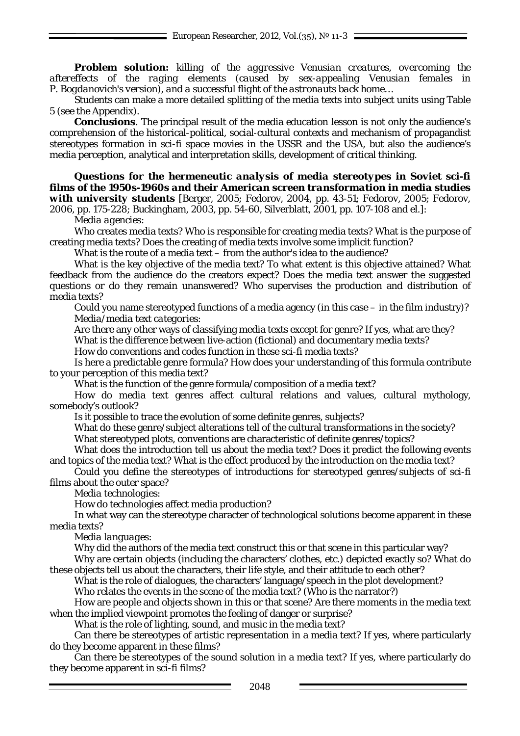**Problem solution:** *killing of the aggressive Venusian creatures, overcoming the aftereffects of the raging elements (caused by sex-appealing Venusian females in P. Bogdanovich's version), and a successful flight of the astronauts back home…*

Students can make a more detailed splitting of the media texts into subject units using Table 5 (see the Appendix).

**Conclusions**. The principal result of the media education lesson is not only the audience's comprehension of the historical-political, social-cultural contexts and mechanism of propagandist stereotypes formation in sci-fi space movies in the USSR and the USA, but also the audience's media perception, analytical and interpretation skills, development of critical thinking.

***Questions for the hermeneutic analysis of media stereotypes in Soviet sci-fi films of the 1950s-1960s and their American screen transformation in media studies with university students*** [Berger, 2005; Fedorov, 2004, pp. 43-51; Fedorov, 2005; Fedorov, 2006, pp. 175-228; Buckingham, 2003, pp. 54-60, Silverblatt, 2001, pp. 107-108 and el.]:

*Media agencies:*

Who creates media texts? Who is responsible for creating media texts? What is the purpose of creating media texts? Does the creating of media texts involve some implicit function?

What is the route of a media text – from the author's idea to the audience?

What is the key objective of the media text? To what extent is this objective attained? What feedback from the audience do the creators expect? Does the media text answer the suggested questions or do they remain unanswered? Who supervises the production and distribution of media texts?

Could you name stereotyped functions of a media agency (in this case – in the film industry)?

*Media/media text categories:*

Are there any other ways of classifying media texts except for genre? If yes, what are they?

What is the difference between live-action (fictional) and documentary media texts?

How do conventions and codes function in these sci-fi media texts?

Is here a predictable genre formula? How does your understanding of this formula contribute to your perception of this media text?

What is the function of the genre formula/composition of a media text?

How do media text genres affect cultural relations and values, cultural mythology, somebody's outlook?

Is it possible to trace the evolution of some definite genres, subjects?

What do these genre/subject alterations tell of the cultural transformations in the society?

What stereotyped plots, conventions are characteristic of definite genres/topics?

What does the introduction tell us about the media text? Does it predict the following events and topics of the media text? What is the effect produced by the introduction on the media text?

Could you define the stereotypes of introductions for stereotyped genres/subjects of sci-fi films about the outer space?

*Media technologies:*

How do technologies affect media production?

In what way can the stereotype character of technological solutions become apparent in these media texts?

*Media languages:*

Why did the authors of the media text construct this or that scene in this particular way?

Why are certain objects (including the characters' clothes, etc.) depicted exactly so? What do these objects tell us about the characters, their life style, and their attitude to each other?

What is the role of dialogues, the characters' language/speech in the plot development?

Who relates the events in the scene of the media text? (Who is the narrator?)

How are people and objects shown in this or that scene? Are there moments in the media text when the implied viewpoint promotes the feeling of danger or surprise?

What is the role of lighting, sound, and music in the media text?

Can there be stereotypes of artistic representation in a media text? If yes, where particularly do they become apparent in these films?

Can there be stereotypes of the sound solution in a media text? If yes, where particularly do they become apparent in sci-fi films?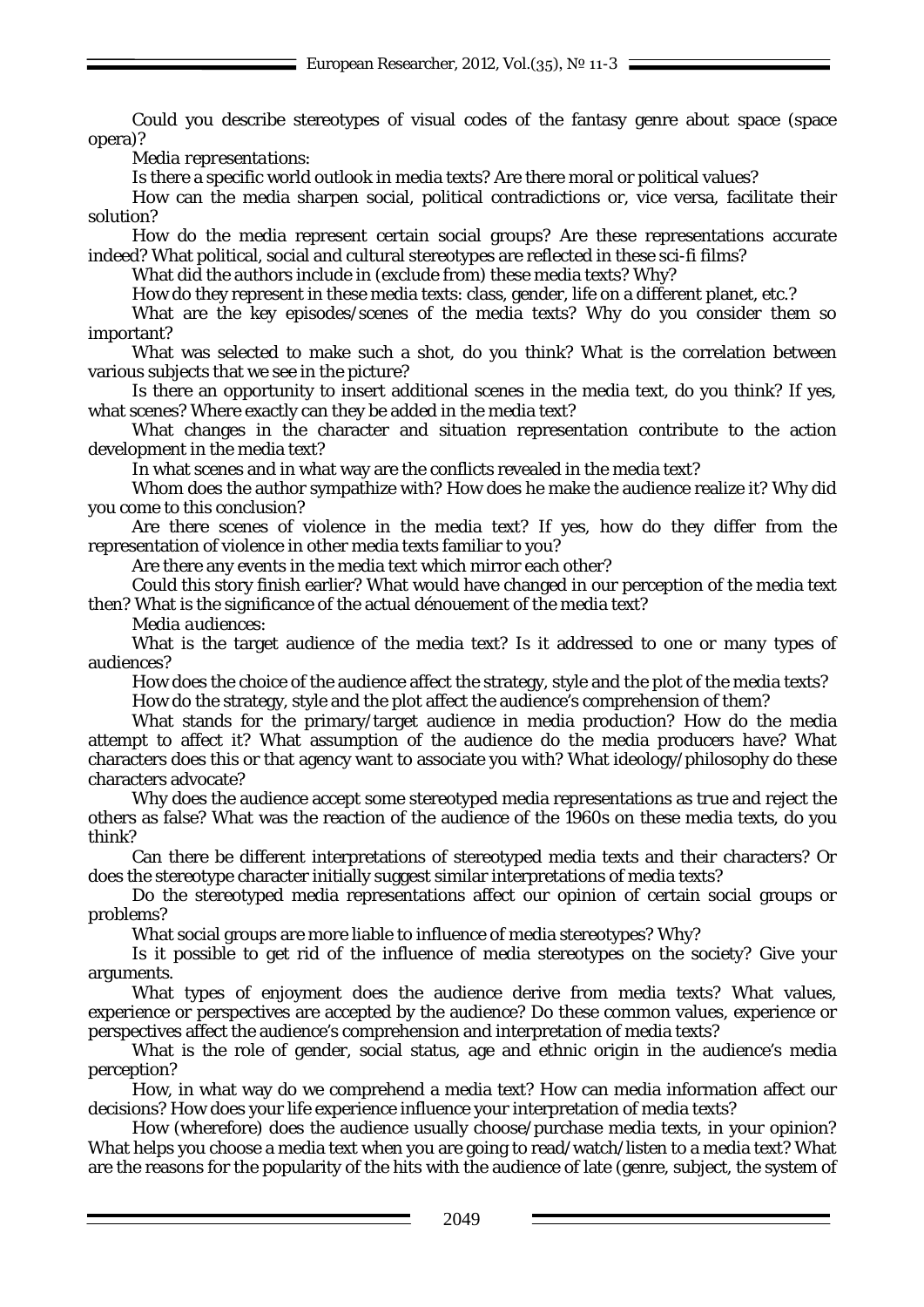Could you describe stereotypes of visual codes of the fantasy genre about space (space opera)?

*Media representations:*

Is there a specific world outlook in media texts? Are there moral or political values?

How can the media sharpen social, political contradictions or, vice versa, facilitate their solution?

How do the media represent certain social groups? Are these representations accurate indeed? What political, social and cultural stereotypes are reflected in these sci-fi films?

What did the authors include in (exclude from) these media texts? Why?

How do they represent in these media texts: class, gender, life on a different planet, etc.?

What are the key episodes/scenes of the media texts? Why do you consider them so important?

What was selected to make such a shot, do you think? What is the correlation between various subjects that we see in the picture?

Is there an opportunity to insert additional scenes in the media text, do you think? If yes, what scenes? Where exactly can they be added in the media text?

What changes in the character and situation representation contribute to the action development in the media text?

In what scenes and in what way are the conflicts revealed in the media text?

Whom does the author sympathize with? How does he make the audience realize it? Why did you come to this conclusion?

Are there scenes of violence in the media text? If yes, how do they differ from the representation of violence in other media texts familiar to you?

Are there any events in the media text which mirror each other?

Could this story finish earlier? What would have changed in our perception of the media text then? What is the significance of the actual dénouement of the media text?

*Media audiences:*

What is the target audience of the media text? Is it addressed to one or many types of audiences?

How does the choice of the audience affect the strategy, style and the plot of the media texts?

How do the strategy, style and the plot affect the audience's comprehension of them?

What stands for the primary/target audience in media production? How do the media attempt to affect it? What assumption of the audience do the media producers have? What characters does this or that agency want to associate you with? What ideology/philosophy do these characters advocate?

Why does the audience accept some stereotyped media representations as true and reject the others as false? What was the reaction of the audience of the 1960s on these media texts, do you think?

Can there be different interpretations of stereotyped media texts and their characters? Or does the stereotype character initially suggest similar interpretations of media texts?

Do the stereotyped media representations affect our opinion of certain social groups or problems?

What social groups are more liable to influence of media stereotypes? Why?

Is it possible to get rid of the influence of media stereotypes on the society? Give your arguments.

What types of enjoyment does the audience derive from media texts? What values, experience or perspectives are accepted by the audience? Do these common values, experience or perspectives affect the audience's comprehension and interpretation of media texts?

What is the role of gender, social status, age and ethnic origin in the audience's media perception?

How, in what way do we comprehend a media text? How can media information affect our decisions? How does your life experience influence your interpretation of media texts?

How (wherefore) does the audience usually choose/purchase media texts, in your opinion? What helps you choose a media text when you are going to read/watch/listen to a media text? What are the reasons for the popularity of the hits with the audience of late (genre, subject, the system of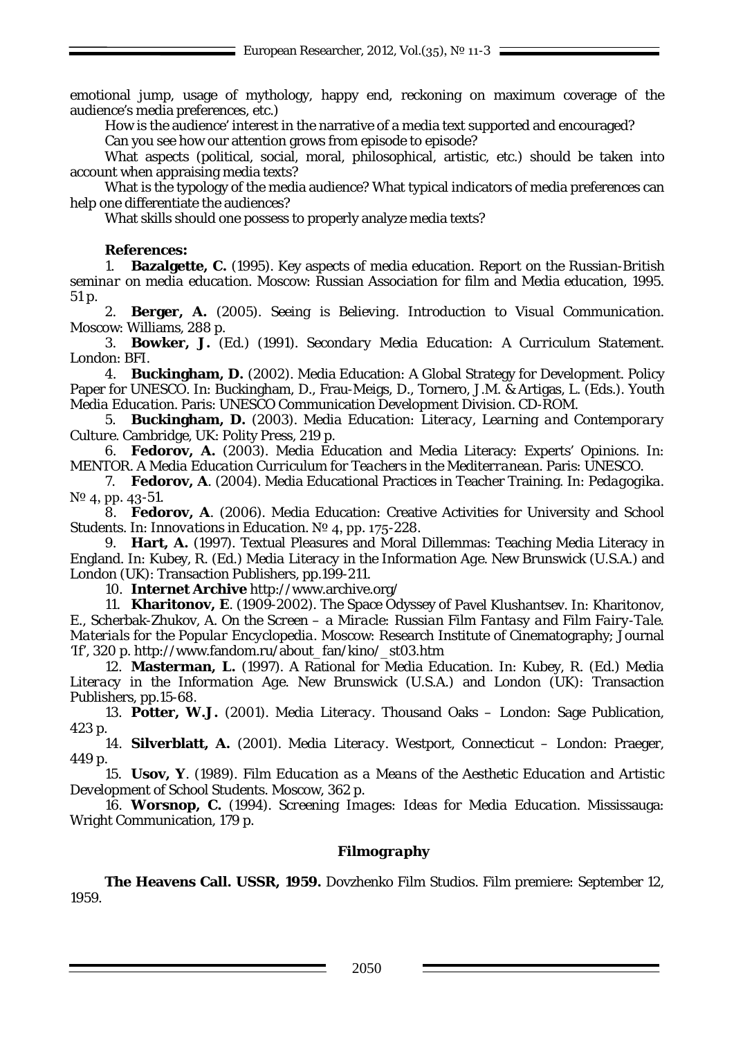emotional jump, usage of mythology, happy end, reckoning on maximum coverage of the audience's media preferences, etc.)

How is the audience' interest in the narrative of a media text supported and encouraged?

Can you see how our attention grows from episode to episode?

What aspects (political, social, moral, philosophical, artistic, etc.) should be taken into account when appraising media texts?

What is the typology of the media audience? What typical indicators of media preferences can help one differentiate the audiences?

What skills should one possess to properly analyze media texts?

**References:**

1. **Bazalgette, C.** (1995). Key aspects of media education. *Report on the Russian-British seminar on media education*. Moscow: Russian Association for film and Media education, 1995. 51 p.
2. **Berger, A.** (2005). *Seeing is Believing. Introduction to Visual Communication*. Moscow: Williams, 288 p.
3. **Bowker, J.** (Ed.) (1991). *Secondary Media Education: A Curriculum Statement*. London: BFI.
4. **Buckingham, D.** (2002). Media Education: A Global Strategy for Development. Policy Paper for UNESCO. In: Buckingham, D., Frau-Meigs, D., Tornero, J.M. & Artigas, L. (Eds.). *Youth Media Education*. Paris: UNESCO Communication Development Division. CD-ROM.
5. **Buckingham, D.** (2003). *Media Education: Literacy, Learning and Contemporary Culture*. Cambridge, UK: Polity Press, 219 p.
6. **Fedorov, A.** (2003). Media Education and Media Literacy: Experts' Opinions. In: *MENTOR. A Media Education Curriculum for Teachers in the Mediterranean*. Paris: UNESCO.
7. **Fedorov, A**. (2004). Media Educational Practices in Teacher Training. In: *Pedagogika*. № 4, pp. 43-51.
8. **Fedorov, A**. (2006). Media Education: Creative Activities for University and School Students. In: *Innovations in Education*. № 4, pp. 175-228.
9. **Hart, A.** (1997). Textual Pleasures and Moral Dillemmas: Teaching Media Literacy in England. In: Kubey, R. (Ed.) *Media Literacy in the Information Age*. New Brunswick (U.S.A.) and London (UK): Transaction Publishers, pp.199-211.
10. **Internet Archive** http://www.archive.org/
11. **Kharitonov, E**. (1909-2002). The Space Odyssey of Pavel Klushantsev. In: Kharitonov, E., Scherbak-Zhukov, A. *On the Screen – a Miracle: Russian Film Fantasy and Film Fairy-Tale. Materials for the Popular Encyclopedia*. Moscow: Research Institute of Cinematography; Journal 'If', 320 p. http://www.fandom.ru/about_fan/kino/_st03.htm
12. **Masterman, L.** (1997). A Rational for Media Education. In: Kubey, R. (Ed.) *Media Literacy in the Information Age*. New Brunswick (U.S.A.) and London (UK): Transaction Publishers, pp.15-68.
13. **Potter, W.J.** (2001). *Media Literacy*. Thousand Oaks – London: Sage Publication, 423 p.
14. **Silverblatt, A.** (2001). *Media Literacy*. Westport, Connecticut – London: Praeger, 449 p.
15. **Usov, Y**. (1989). *Film Education as a Means of the Aesthetic Education and Artistic Development of School Students*. Moscow, 362 p.
16. **Worsnop, C.** (1994). *Screening Images: Ideas for Media Education*. Mississauga: Wright Communication, 179 p.

**Filmography**

**The Heavens Call. USSR, 1959.** Dovzhenko Film Studios. Film premiere: September 12, 1959.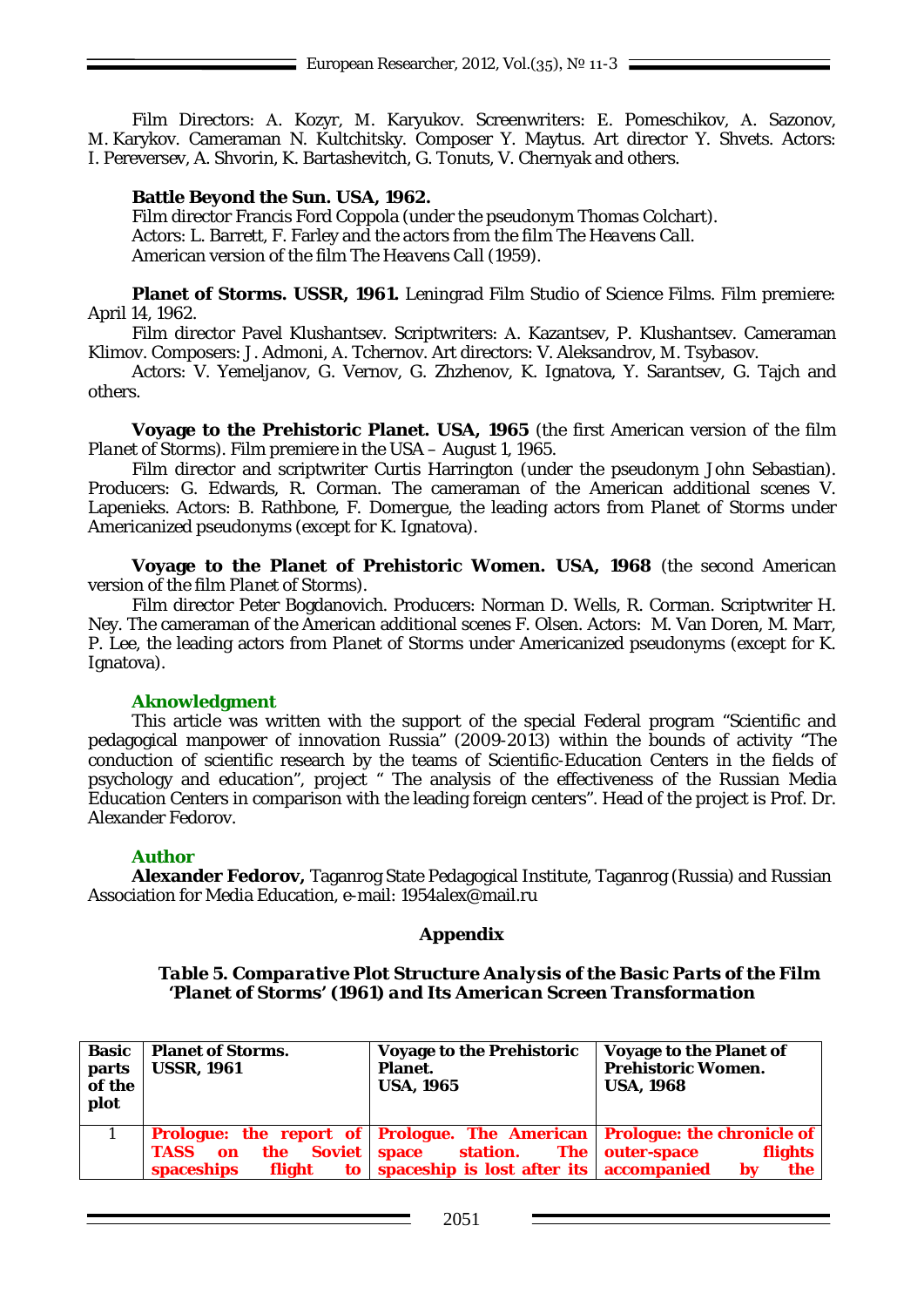Film Directors: A. Kozyr, M. Karyukov. Screenwriters: E. Pomeschikov, A. Sazonov, M. Karykov. Cameraman N. Kultchitsky. Composer Y. Maytus. Art director Y. Shvets. Actors: I. Pereversev, A. Shvorin, K. Bartashevitch, G. Tonuts, V. Chernyak and others.

**Battle Beyond the Sun. USA, 1962.**
Film director Francis Ford Coppola (under the pseudonym Thomas Colchart).
Actors: L. Barrett, F. Farley and the actors from the film *The Heavens Call*.
American version of the film *The Heavens Call* (1959).

**Planet of Storms. USSR, 1961.** Leningrad Film Studio of Science Films. Film premiere: April 14, 1962.

Film director Pavel Klushantsev. Scriptwriters: A. Kazantsev, P. Klushantsev. Cameraman Klimov. Composers: J. Admoni, A. Tchernov. Art directors: V. Aleksandrov, M. Tsybasov.

Actors: V. Yemeljanov, G. Vernov, G. Zhzhenov, K. Ignatova, Y. Sarantsev, G. Tajch and others.

**Voyage to the Prehistoric Planet. USA, 1965** (the first American version of the film *Planet of Storms*). Film premiere in the USA – August 1, 1965.

Film director and scriptwriter Curtis Harrington (under the pseudonym John Sebastian). Producers: G. Edwards, R. Corman. The cameraman of the American additional scenes V. Lapenieks. Actors: B. Rathbone, F. Domergue, the leading actors from *Planet of Storms* under Americanized pseudonyms (except for K. Ignatova).

**Voyage to the Planet of Prehistoric Women. USA, 1968** (the second American version of the film *Planet of Storms*).

Film director Peter Bogdanovich. Producers: Norman D. Wells, R. Corman. Scriptwriter H. Ney. The cameraman of the American additional scenes F. Olsen. Actors: M. Van Doren, M. Marr, P. Lee, the leading actors from *Planet of Storms* under Americanized pseudonyms (except for K. Ignatova).

## Aknowledgment

This article was written with the support of the special Federal program "Scientific and pedagogical manpower of innovation Russia" (2009-2013) within the bounds of activity "The conduction of scientific research by the teams of Scientific-Education Centers in the fields of psychology and education", project " The analysis of the effectiveness of the Russian Media Education Centers in comparison with the leading foreign centers". Head of the project is Prof. Dr. Alexander Fedorov.

## Author

**Alexander Fedorov,** Taganrog State Pedagogical Institute, Taganrog (Russia) and Russian Association for Media Education, e-mail: 1954alex@mail.ru

## Appendix

***Table 5. Comparative Plot Structure Analysis of the Basic Parts of the Film 'Planet of Storms' (1961) and Its American Screen Transformation***

| Basic parts of the plot | Planet of Storms. USSR, 1961 | Voyage to the Prehistoric Planet. USA, 1965 | Voyage to the Planet of Prehistoric Women. USA, 1968 |
|---|---|---|---|
| 1 | **Prologue: the report of TASS on the Soviet spaceships flight to** | **Prologue. The American space station. The spaceship is lost after its** | **Prologue: the chronicle of outer-space flights accompanied by the** |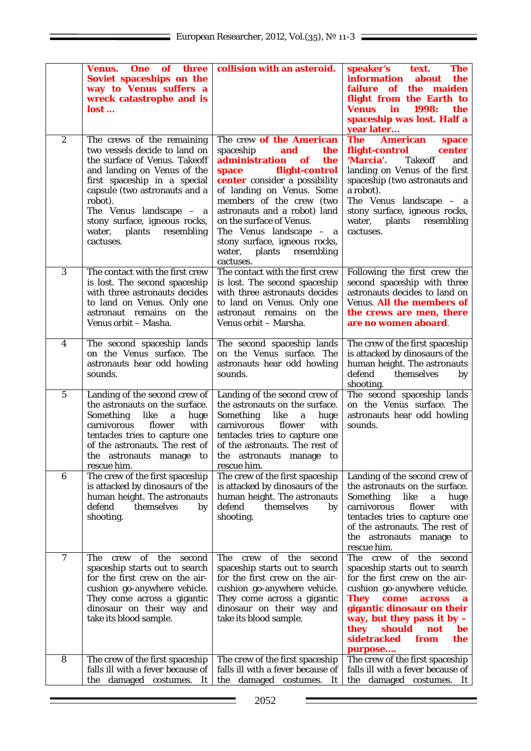| | | | |
|---|---|---|---|
| | **Venus. One of three Soviet spaceships on the way to Venus suffers a wreck catastrophe and is lost …** | **collision with an asteroid.** | **speaker's text. The information about the failure of the maiden flight from the Earth to Venus in 1998: the spaceship was lost. Half a year later…** |
| 2 | The crews of the remaining two vessels decide to land on the surface of Venus. Takeoff and landing on Venus of the first spaceship in a special capsule (two astronauts and a robot).<br>The Venus landscape – a stony surface, igneous rocks, water, plants resembling cactuses. | The crew **of the American** spaceship **and the administration of the space flight-control center** consider a possibility of landing on Venus. Some members of the crew (two astronauts and a robot) land on the surface of Venus.<br>The Venus landscape – a stony surface, igneous rocks, water, plants resembling cactuses. | **The American space flight-control center 'Marcia'.** Takeoff and landing on Venus of the first spaceship (two astronauts and a robot).<br>The Venus landscape – a stony surface, igneous rocks, water, plants resembling cactuses. |
| 3 | The contact with the first crew is lost. The second spaceship with three astronauts decides to land on Venus. Only one astronaut remains on the Venus orbit – Masha. | The contact with the first crew is lost. The second spaceship with three astronauts decides to land on Venus. Only one astronaut remains on the Venus orbit – Marsha. | Following the first crew the second spaceship with three astronauts decides to land on Venus. **All the members of the crews are men, there are no women aboard**. |
| 4 | The second spaceship lands on the Venus surface. The astronauts hear odd howling sounds. | The second spaceship lands on the Venus surface. The astronauts hear odd howling sounds. | The crew of the first spaceship is attacked by dinosaurs of the human height. The astronauts defend themselves by shooting. |
| 5 | Landing of the second crew of the astronauts on the surface. Something like a huge carnivorous flower with tentacles tries to capture one of the astronauts. The rest of the astronauts manage to rescue him. | Landing of the second crew of the astronauts on the surface. Something like a huge carnivorous flower with tentacles tries to capture one of the astronauts. The rest of the astronauts manage to rescue him. | The second spaceship lands on the Venus surface. The astronauts hear odd howling sounds. |
| 6 | The crew of the first spaceship is attacked by dinosaurs of the human height. The astronauts defend themselves by shooting. | The crew of the first spaceship is attacked by dinosaurs of the human height. The astronauts defend themselves by shooting. | Landing of the second crew of the astronauts on the surface. Something like a huge carnivorous flower with tentacles tries to capture one of the astronauts. The rest of the astronauts manage to rescue him. |
| 7 | The crew of the second spaceship starts out to search for the first crew on the air-cushion go-anywhere vehicle. They come across a gigantic dinosaur on their way and take its blood sample. | The crew of the second spaceship starts out to search for the first crew on the air-cushion go-anywhere vehicle. They come across a gigantic dinosaur on their way and take its blood sample. | The crew of the second spaceship starts out to search for the first crew on the air-cushion go-anywhere vehicle. **They come across a gigantic dinosaur on their way, but they pass it by – they should not be sidetracked from the purpose….** |
| 8 | The crew of the first spaceship falls ill with a fever because of the damaged costumes. It | The crew of the first spaceship falls ill with a fever because of the damaged costumes. It | The crew of the first spaceship falls ill with a fever because of the damaged costumes. It |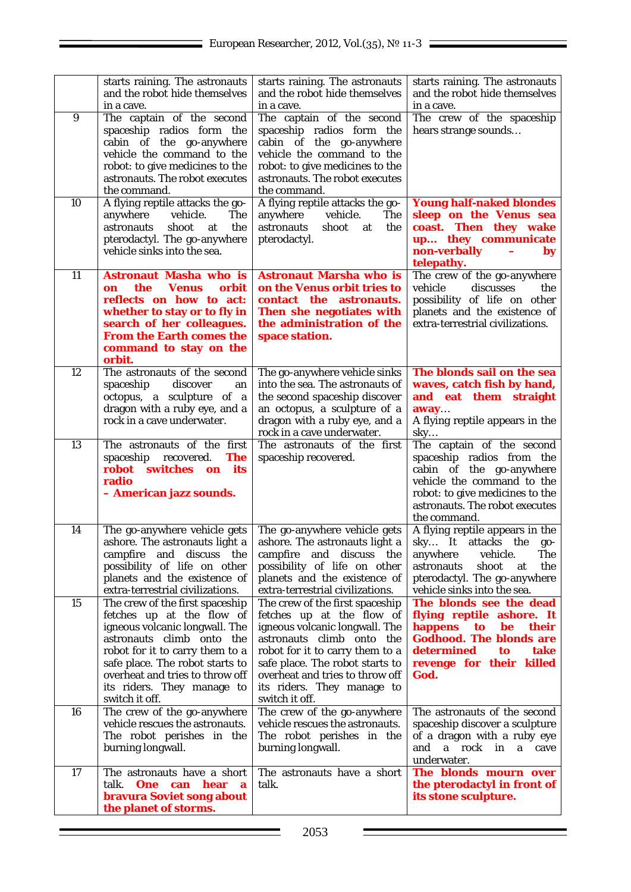| | | | |
|---|---|---|---|
| | starts raining. The astronauts and the robot hide themselves in a cave. | starts raining. The astronauts and the robot hide themselves in a cave. | starts raining. The astronauts and the robot hide themselves in a cave. |
| 9 | The captain of the second spaceship radios form the cabin of the go-anywhere vehicle the command to the robot: to give medicines to the astronauts. The robot executes the command. | The captain of the second spaceship radios form the cabin of the go-anywhere vehicle the command to the robot: to give medicines to the astronauts. The robot executes the command. | The crew of the spaceship hears strange sounds… |
| 10 | A flying reptile attacks the go-anywhere vehicle. The astronauts shoot at the pterodactyl. The go-anywhere vehicle sinks into the sea. | A flying reptile attacks the go-anywhere vehicle. The astronauts shoot at the pterodactyl. | **Young half-naked blondes sleep on the Venus sea coast. Then they wake up… they communicate non-verbally – by telepathy.** |
| 11 | **Astronaut Masha who is on the Venus orbit reflects on how to act: whether to stay or to fly in search of her colleagues. From the Earth comes the command to stay on the orbit.** | **Astronaut Marsha who is on the Venus orbit tries to contact the astronauts. Then she negotiates with the administration of the space station.** | The crew of the go-anywhere vehicle discusses the possibility of life on other planets and the existence of extra-terrestrial civilizations. |
| 12 | The astronauts of the second spaceship discover an octopus, a sculpture of a dragon with a ruby eye, and a rock in a cave underwater. | The go-anywhere vehicle sinks into the sea. The astronauts of the second spaceship discover an octopus, a sculpture of a dragon with a ruby eye, and a rock in a cave underwater. | **The blonds sail on the sea waves, catch fish by hand, and eat them straight away**… A flying reptile appears in the sky… |
| 13 | The astronauts of the first spaceship recovered. **The robot switches on its radio – American jazz sounds.** | The astronauts of the first spaceship recovered. | The captain of the second spaceship radios from the cabin of the go-anywhere vehicle the command to the robot: to give medicines to the astronauts. The robot executes the command. |
| 14 | The go-anywhere vehicle gets ashore. The astronauts light a campfire and discuss the possibility of life on other planets and the existence of extra-terrestrial civilizations. | The go-anywhere vehicle gets ashore. The astronauts light a campfire and discuss the possibility of life on other planets and the existence of extra-terrestrial civilizations. | A flying reptile appears in the sky… It attacks the go-anywhere vehicle. The astronauts shoot at the pterodactyl. The go-anywhere vehicle sinks into the sea. |
| 15 | The crew of the first spaceship fetches up at the flow of igneous volcanic longwall. The astronauts climb onto the robot for it to carry them to a safe place. The robot starts to overheat and tries to throw off its riders. They manage to switch it off. | The crew of the first spaceship fetches up at the flow of igneous volcanic longwall. The astronauts climb onto the robot for it to carry them to a safe place. The robot starts to overheat and tries to throw off its riders. They manage to switch it off. | **The blonds see the dead flying reptile ashore. It happens to be their Godhood. The blonds are determined to take revenge for their killed God.** |
| 16 | The crew of the go-anywhere vehicle rescues the astronauts. The robot perishes in the burning longwall. | The crew of the go-anywhere vehicle rescues the astronauts. The robot perishes in the burning longwall. | The astronauts of the second spaceship discover a sculpture of a dragon with a ruby eye and a rock in a cave underwater. |
| 17 | The astronauts have a short talk. **One can hear a bravura Soviet song about the planet of storms.** | The astronauts have a short talk. | **The blonds mourn over the pterodactyl in front of its stone sculpture.** |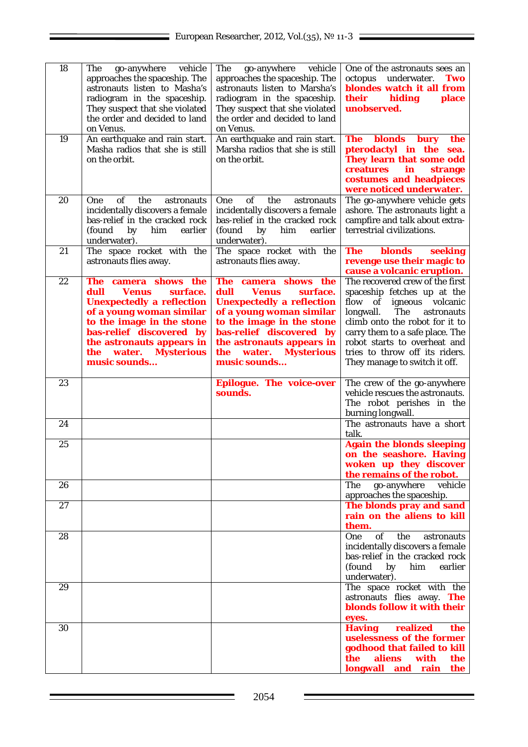| 18 | The go-anywhere vehicle approaches the spaceship. The astronauts listen to Masha's radiogram in the spaceship. They suspect that she violated the order and decided to land on Venus. | The go-anywhere vehicle approaches the spaceship. The astronauts listen to Marsha's radiogram in the spaceship. They suspect that she violated the order and decided to land on Venus. | One of the astronauts sees an octopus underwater. **Two blondes watch it all from their hiding place unobserved.** |
|---|---|---|---|
| 19 | An earthquake and rain start. Masha radios that she is still on the orbit. | An earthquake and rain start. Marsha radios that she is still on the orbit. | **The blonds bury the pterodactyl in the sea. They learn that some odd creatures in strange costumes and headpieces were noticed underwater.** |
| 20 | One of the astronauts incidentally discovers a female bas-relief in the cracked rock (found by him earlier underwater). | One of the astronauts incidentally discovers a female bas-relief in the cracked rock (found by him earlier underwater). | The go-anywhere vehicle gets ashore. The astronauts light a campfire and talk about extra-terrestrial civilizations. |
| 21 | The space rocket with the astronauts flies away. | The space rocket with the astronauts flies away. | **The blonds seeking revenge use their magic to cause a volcanic eruption.** |
| 22 | **The camera shows the dull Venus surface. Unexpectedly a reflection of a young woman similar to the image in the stone bas-relief discovered by the astronauts appears in the water. Mysterious music sounds…** | **The camera shows the dull Venus surface. Unexpectedly a reflection of a young woman similar to the image in the stone bas-relief discovered by the astronauts appears in the water. Mysterious music sounds…** | The recovered crew of the first spaceship fetches up at the flow of igneous volcanic longwall. The astronauts climb onto the robot for it to carry them to a safe place. The robot starts to overheat and tries to throw off its riders. They manage to switch it off. |
| 23 | | **Epilogue. The voice-over sounds.** | The crew of the go-anywhere vehicle rescues the astronauts. The robot perishes in the burning longwall. |
| 24 | | | The astronauts have a short talk. |
| 25 | | | **Again the blonds sleeping on the seashore. Having woken up they discover the remains of the robot.** |
| 26 | | | The go-anywhere vehicle approaches the spaceship. |
| 27 | | | **The blonds pray and sand rain on the aliens to kill them.** |
| 28 | | | One of the astronauts incidentally discovers a female bas-relief in the cracked rock (found by him earlier underwater). |
| 29 | | | The space rocket with the astronauts flies away. **The blonds follow it with their eyes.** |
| 30 | | | **Having realized the uselessness of the former godhood that failed to kill the aliens with the longwall and rain the** |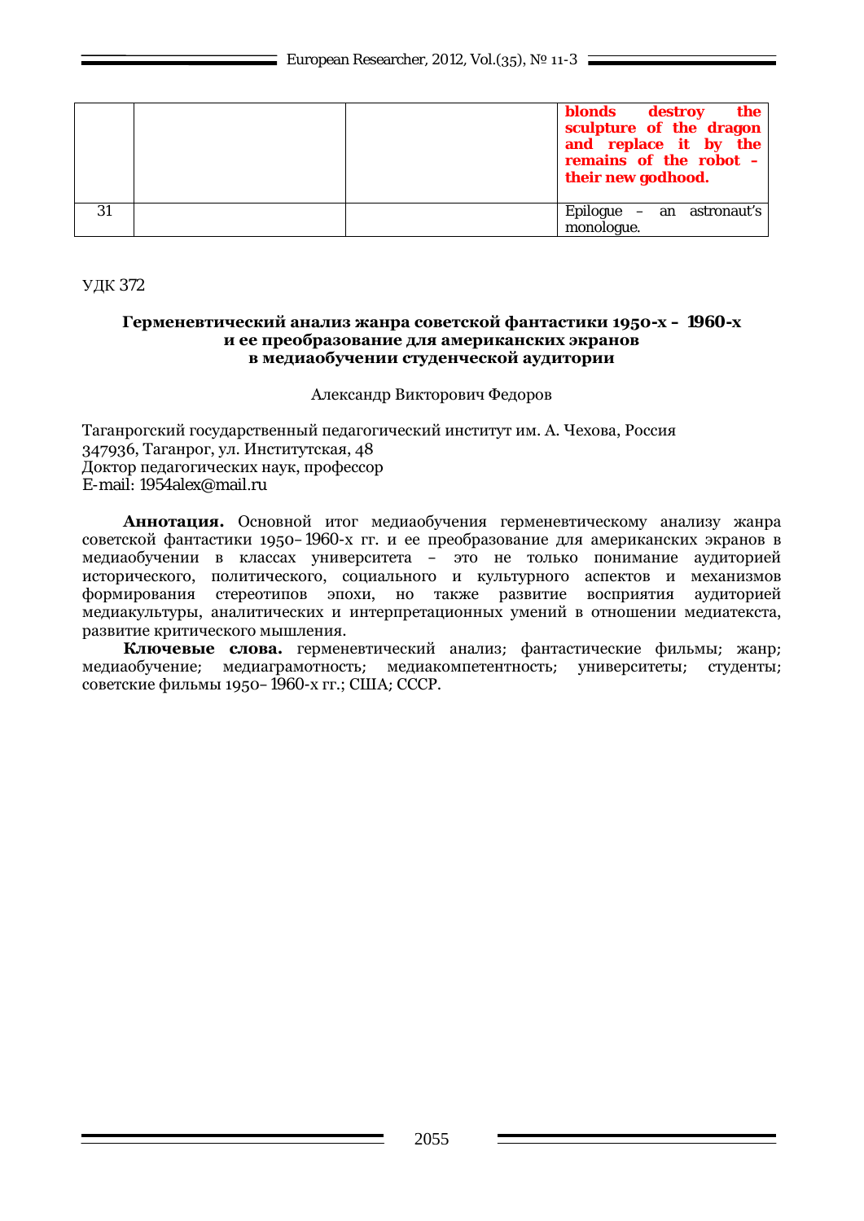| | | | |
|---|---|---|---|
| | | | **blonds destroy the sculpture of the dragon and replace it by the remains of the robot – their new godhood.** |
| 31 | | | Epilogue – an astronaut's monologue. |

УДК 372

**Герменевтический анализ жанра советской фантастики 1950-х – 1960-х и ее преобразование для американских экранов в медиаобучении студенческой аудитории**

Александр Викторович Федоров

Таганрогский государственный педагогический институт им. А. Чехова, Россия
347936, Таганрог, ул. Институтская, 48
Доктор педагогических наук, профессор
E-mail: 1954alex@mail.ru

**Аннотация.** Основной итог медиаобучения герменевтическому анализу жанра советской фантастики 1950–1960-х гг. и ее преобразование для американских экранов в медиаобучении в классах университета – это не только понимание аудиторией исторического, политического, социального и культурного аспектов и механизмов формирования стереотипов эпохи, но также развитие восприятия аудиторией медиакультуры, аналитических и интерпретационных умений в отношении медиатекста, развитие критического мышления.

**Ключевые слова.** герменевтический анализ; фантастические фильмы; жанр; медиаобучение; медиаграмотность; медиакомпетентность; университеты; студенты; советские фильмы 1950–1960-х гг.; США; СССР.